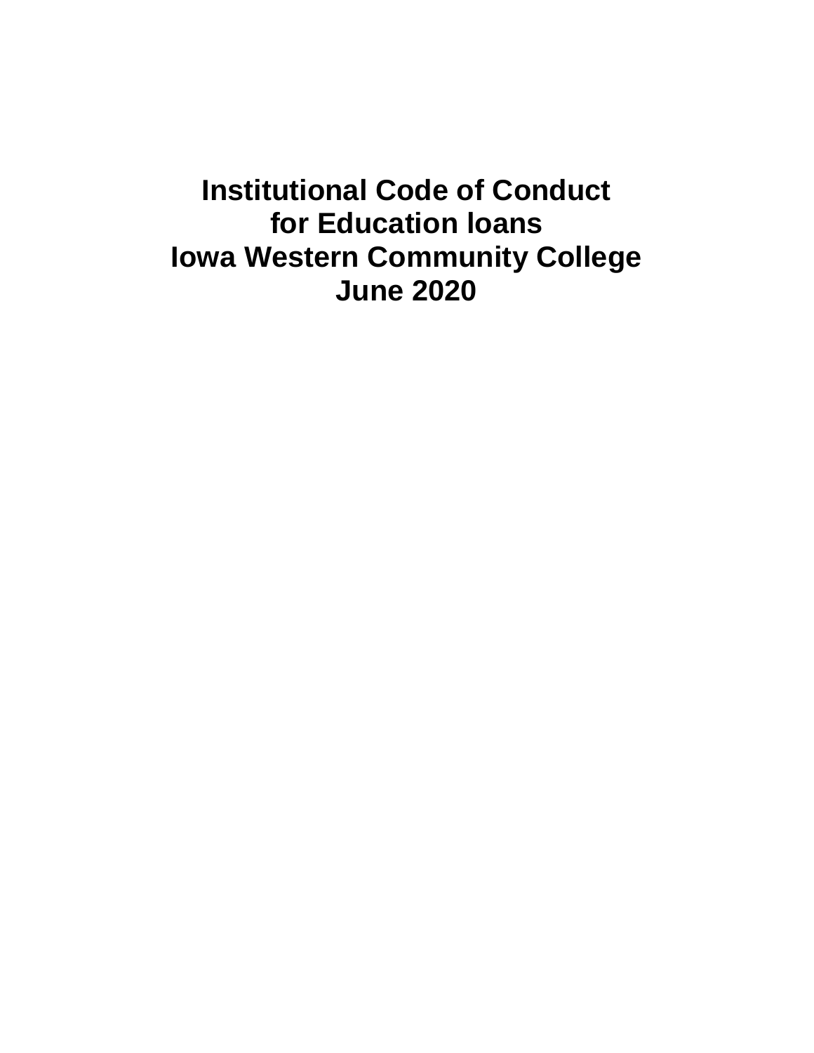# Institutional Code of Conduct for Education loans Iowa Western Community College June 2020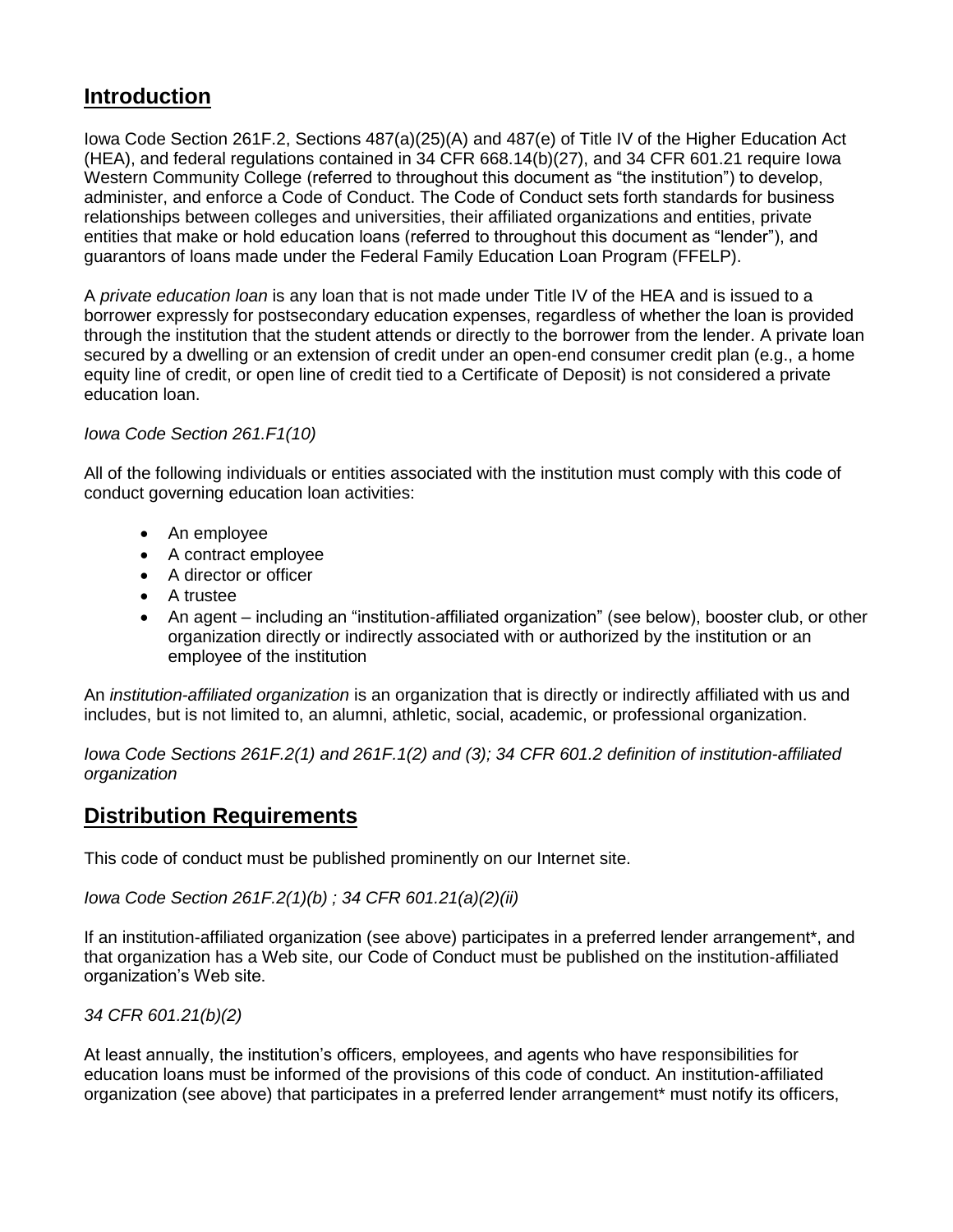## Introduction

Iowa Code Section 261F.2, Sections 487(a)(25)(A) and 487(e) of Title IV of the Higher Education Act (HEA), and federal regulations contained in 34 CFR 668.14(b)(27), and 34 CFR 601.21 require Iowa Western Community College (referred to throughout this document as "the institution") to develop, administer, and enforce a Code of Conduct. The Code of Conduct sets forth standards for business relationships between colleges and universities, their affiliated organizations and entities, private entities that make or hold education loans (referred to throughout this document as "lender"), and guarantors of loans made under the Federal Family Education Loan Program (FFELP).

A *private education loan* is any loan that is not made under Title IV of the HEA and is issued to a borrower expressly for postsecondary education expenses, regardless of whether the loan is provided through the institution that the student attends or directly to the borrower from the lender. A private loan secured by a dwelling or an extension of credit under an open-end consumer credit plan (e.g., a home equity line of credit, or open line of credit tied to a Certificate of Deposit) is not considered a private education loan.

*Iowa Code Section 261.F1(10)*

All of the following individuals or entities associated with the institution must comply with this code of conduct governing education loan activities:

- An employee
- A contract employee
- A director or officer
- A trustee
- An agent – including an "institution-affiliated organization" (see below), booster club, or other organization directly or indirectly associated with or authorized by the institution or an employee of the institution

An *institution-affiliated organization* is an organization that is directly or indirectly affiliated with us and includes, but is not limited to, an alumni, athletic, social, academic, or professional organization.

*Iowa Code Sections 261F.2(1) and 261F.1(2) and (3); 34 CFR 601.2 definition of institution-affiliated organization*

## Distribution Requirements

This code of conduct must be published prominently on our Internet site.

*Iowa Code Section 261F.2(1)(b) ; 34 CFR 601.21(a)(2)(ii)*

If an institution-affiliated organization (see above) participates in a preferred lender arrangement*, and that organization has a Web site, our Code of Conduct must be published on the institution-affiliated organization's Web site.

*34 CFR 601.21(b)(2)*

At least annually, the institution's officers, employees, and agents who have responsibilities for education loans must be informed of the provisions of this code of conduct. An institution-affiliated organization (see above) that participates in a preferred lender arrangement* must notify its officers,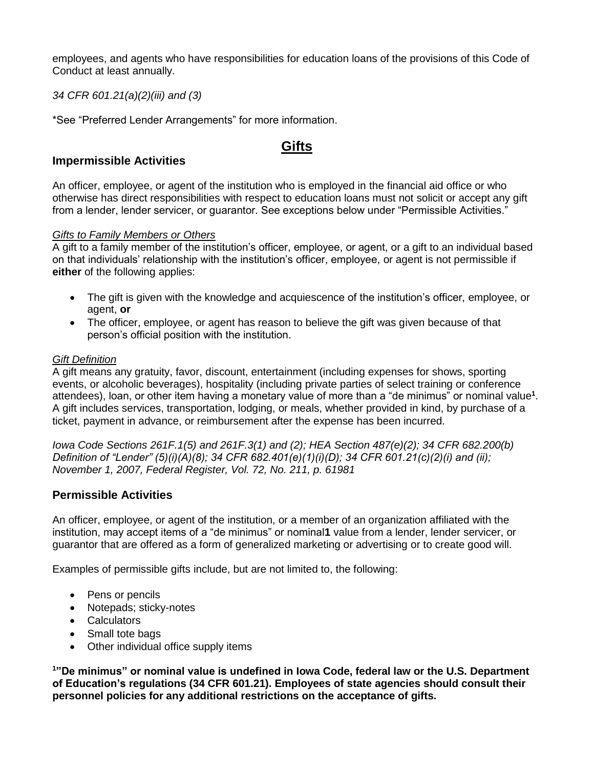employees, and agents who have responsibilities for education loans of the provisions of this Code of Conduct at least annually.

*34 CFR 601.21(a)(2)(iii) and (3)*

*See "Preferred Lender Arrangements" for more information.

# Gifts

## Impermissible Activities

An officer, employee, or agent of the institution who is employed in the financial aid office or who otherwise has direct responsibilities with respect to education loans must not solicit or accept any gift from a lender, lender servicer, or guarantor. See exceptions below under "Permissible Activities."

*Gifts to Family Members or Others*
A gift to a family member of the institution's officer, employee, or agent, or a gift to an individual based on that individuals' relationship with the institution's officer, employee, or agent is not permissible if **either** of the following applies:

- The gift is given with the knowledge and acquiescence of the institution's officer, employee, or agent, **or**
- The officer, employee, or agent has reason to believe the gift was given because of that person's official position with the institution.

*Gift Definition*
A gift means any gratuity, favor, discount, entertainment (including expenses for shows, sporting events, or alcoholic beverages), hospitality (including private parties of select training or conference attendees), loan, or other item having a monetary value of more than a "de minimus" or nominal value[1]. A gift includes services, transportation, lodging, or meals, whether provided in kind, by purchase of a ticket, payment in advance, or reimbursement after the expense has been incurred.

*Iowa Code Sections 261F.1(5) and 261F.3(1) and (2); HEA Section 487(e)(2); 34 CFR 682.200(b) Definition of "Lender" (5)(i)(A)(8); 34 CFR 682.401(e)(1)(i)(D); 34 CFR 601.21(c)(2)(i) and (ii); November 1, 2007, Federal Register, Vol. 72, No. 211, p. 61981*

## Permissible Activities

An officer, employee, or agent of the institution, or a member of an organization affiliated with the institution, may accept items of a "de minimus" or nominal**1** value from a lender, lender servicer, or guarantor that are offered as a form of generalized marketing or advertising or to create good will.

Examples of permissible gifts include, but are not limited to, the following:

- Pens or pencils
- Notepads; sticky-notes
- Calculators
- Small tote bags
- Other individual office supply items

**[1]"De minimus" or nominal value is undefined in Iowa Code, federal law or the U.S. Department of Education's regulations (34 CFR 601.21). Employees of state agencies should consult their personnel policies for any additional restrictions on the acceptance of gifts.**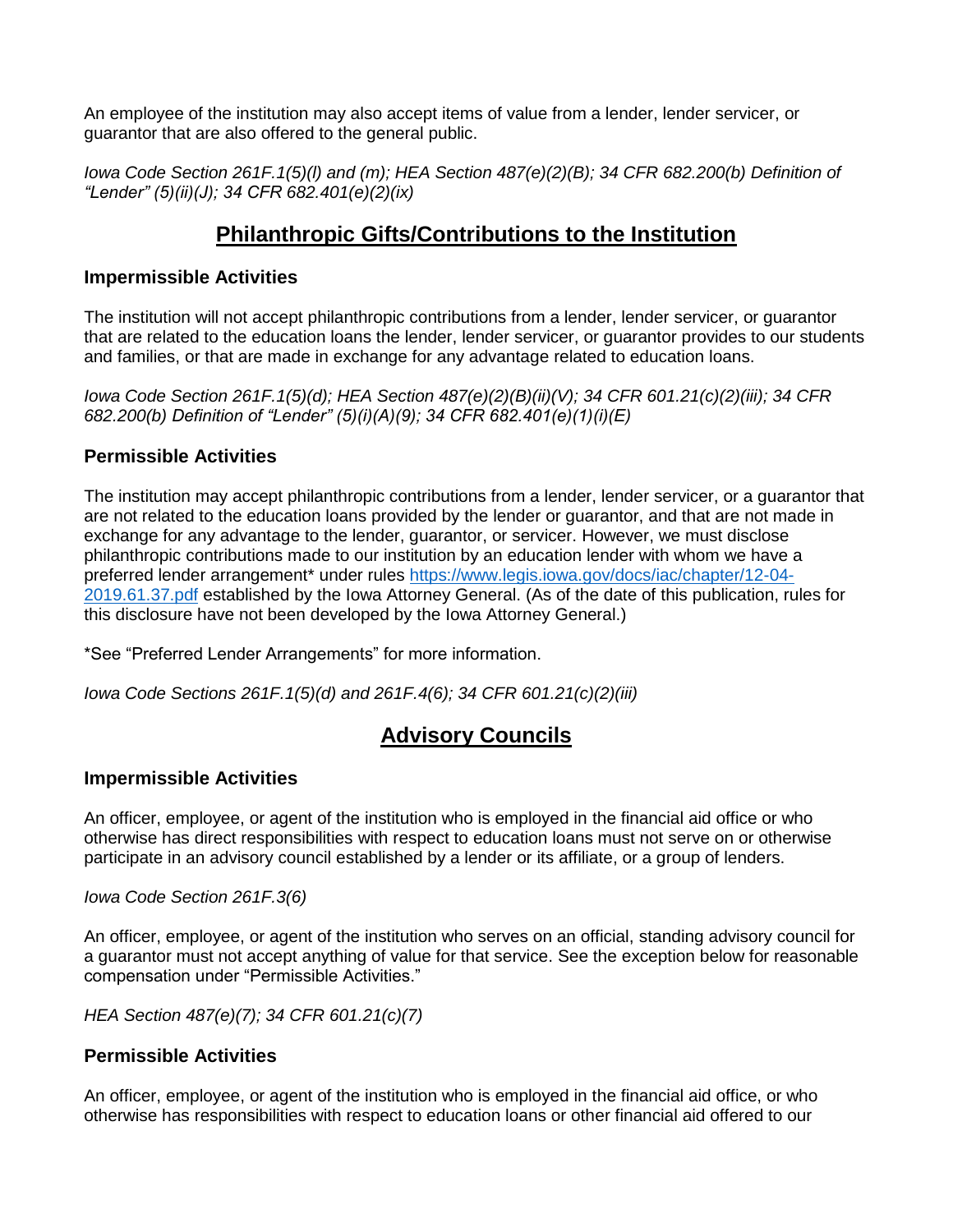An employee of the institution may also accept items of value from a lender, lender servicer, or guarantor that are also offered to the general public.

*Iowa Code Section 261F.1(5)(l) and (m); HEA Section 487(e)(2)(B); 34 CFR 682.200(b) Definition of "Lender" (5)(ii)(J); 34 CFR 682.401(e)(2)(ix)*

## Philanthropic Gifts/Contributions to the Institution

### Impermissible Activities

The institution will not accept philanthropic contributions from a lender, lender servicer, or guarantor that are related to the education loans the lender, lender servicer, or guarantor provides to our students and families, or that are made in exchange for any advantage related to education loans.

*Iowa Code Section 261F.1(5)(d); HEA Section 487(e)(2)(B)(ii)(V); 34 CFR 601.21(c)(2)(iii); 34 CFR 682.200(b) Definition of "Lender" (5)(i)(A)(9); 34 CFR 682.401(e)(1)(i)(E)*

### Permissible Activities

The institution may accept philanthropic contributions from a lender, lender servicer, or a guarantor that are not related to the education loans provided by the lender or guarantor, and that are not made in exchange for any advantage to the lender, guarantor, or servicer. However, we must disclose philanthropic contributions made to our institution by an education lender with whom we have a preferred lender arrangement* under rules [https://www.legis.iowa.gov/docs/iac/chapter/12-04-2019.61.37.pdf](https://www.legis.iowa.gov/docs/iac/chapter/12-04-2019.61.37.pdf) established by the Iowa Attorney General. (As of the date of this publication, rules for this disclosure have not been developed by the Iowa Attorney General.)

*See "Preferred Lender Arrangements" for more information.

*Iowa Code Sections 261F.1(5)(d) and 261F.4(6); 34 CFR 601.21(c)(2)(iii)*

## Advisory Councils

### Impermissible Activities

An officer, employee, or agent of the institution who is employed in the financial aid office or who otherwise has direct responsibilities with respect to education loans must not serve on or otherwise participate in an advisory council established by a lender or its affiliate, or a group of lenders.

*Iowa Code Section 261F.3(6)*

An officer, employee, or agent of the institution who serves on an official, standing advisory council for a guarantor must not accept anything of value for that service. See the exception below for reasonable compensation under "Permissible Activities."

*HEA Section 487(e)(7); 34 CFR 601.21(c)(7)*

### Permissible Activities

An officer, employee, or agent of the institution who is employed in the financial aid office, or who otherwise has responsibilities with respect to education loans or other financial aid offered to our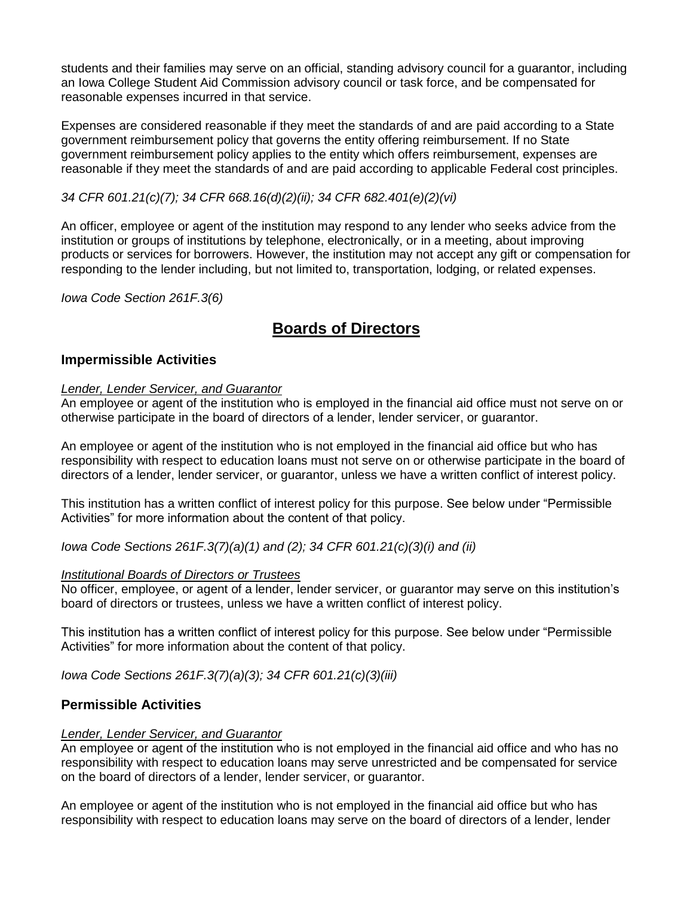students and their families may serve on an official, standing advisory council for a guarantor, including an Iowa College Student Aid Commission advisory council or task force, and be compensated for reasonable expenses incurred in that service.

Expenses are considered reasonable if they meet the standards of and are paid according to a State government reimbursement policy that governs the entity offering reimbursement. If no State government reimbursement policy applies to the entity which offers reimbursement, expenses are reasonable if they meet the standards of and are paid according to applicable Federal cost principles.

*34 CFR 601.21(c)(7); 34 CFR 668.16(d)(2)(ii); 34 CFR 682.401(e)(2)(vi)*

An officer, employee or agent of the institution may respond to any lender who seeks advice from the institution or groups of institutions by telephone, electronically, or in a meeting, about improving products or services for borrowers. However, the institution may not accept any gift or compensation for responding to the lender including, but not limited to, transportation, lodging, or related expenses.

*Iowa Code Section 261F.3(6)*

# Boards of Directors

## Impermissible Activities

*Lender, Lender Servicer, and Guarantor*

An employee or agent of the institution who is employed in the financial aid office must not serve on or otherwise participate in the board of directors of a lender, lender servicer, or guarantor.

An employee or agent of the institution who is not employed in the financial aid office but who has responsibility with respect to education loans must not serve on or otherwise participate in the board of directors of a lender, lender servicer, or guarantor, unless we have a written conflict of interest policy.

This institution has a written conflict of interest policy for this purpose. See below under "Permissible Activities" for more information about the content of that policy.

*Iowa Code Sections 261F.3(7)(a)(1) and (2); 34 CFR 601.21(c)(3)(i) and (ii)*

*Institutional Boards of Directors or Trustees*

No officer, employee, or agent of a lender, lender servicer, or guarantor may serve on this institution's board of directors or trustees, unless we have a written conflict of interest policy.

This institution has a written conflict of interest policy for this purpose. See below under "Permissible Activities" for more information about the content of that policy.

*Iowa Code Sections 261F.3(7)(a)(3); 34 CFR 601.21(c)(3)(iii)*

## Permissible Activities

*Lender, Lender Servicer, and Guarantor*

An employee or agent of the institution who is not employed in the financial aid office and who has no responsibility with respect to education loans may serve unrestricted and be compensated for service on the board of directors of a lender, lender servicer, or guarantor.

An employee or agent of the institution who is not employed in the financial aid office but who has responsibility with respect to education loans may serve on the board of directors of a lender, lender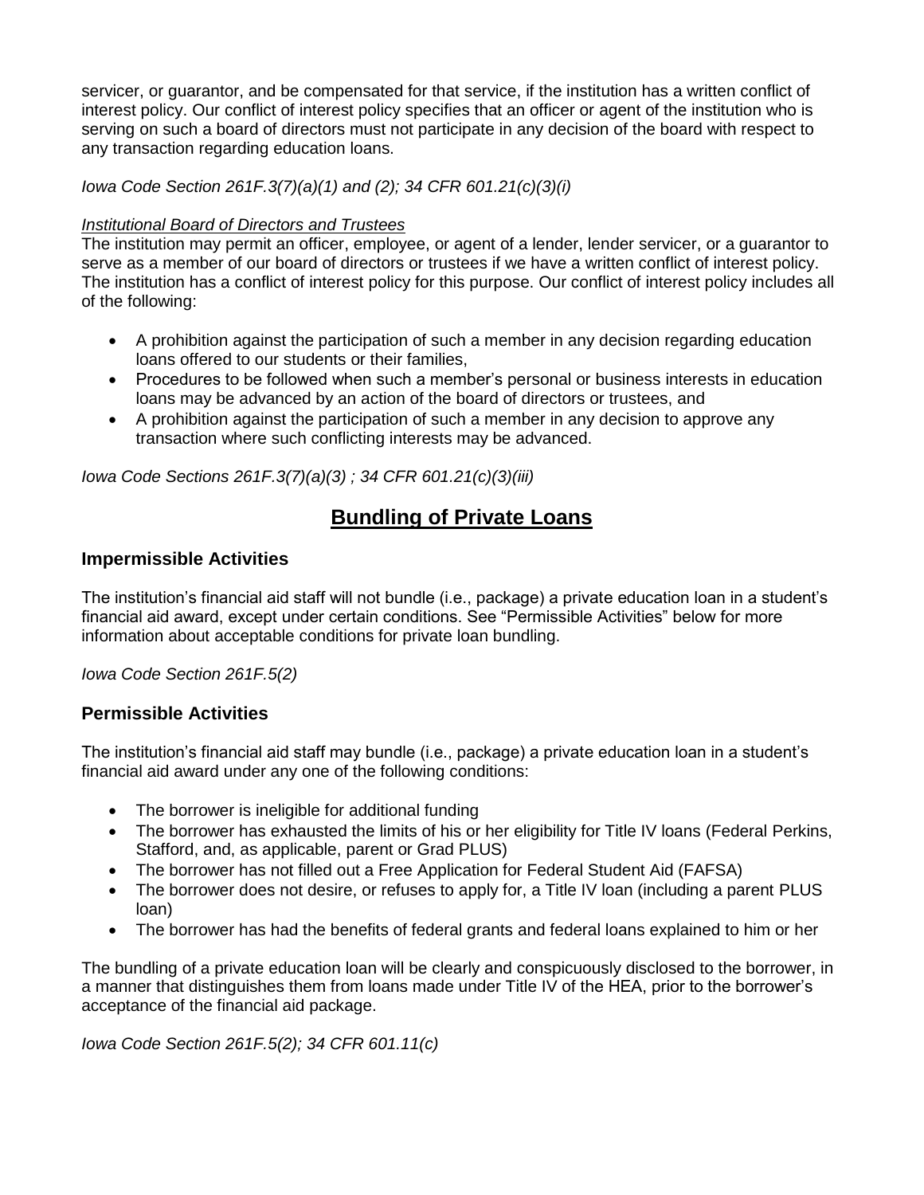servicer, or guarantor, and be compensated for that service, if the institution has a written conflict of interest policy. Our conflict of interest policy specifies that an officer or agent of the institution who is serving on such a board of directors must not participate in any decision of the board with respect to any transaction regarding education loans.

*Iowa Code Section 261F.3(7)(a)(1) and (2); 34 CFR 601.21(c)(3)(i)*

*Institutional Board of Directors and Trustees*

The institution may permit an officer, employee, or agent of a lender, lender servicer, or a guarantor to serve as a member of our board of directors or trustees if we have a written conflict of interest policy. The institution has a conflict of interest policy for this purpose. Our conflict of interest policy includes all of the following:

- A prohibition against the participation of such a member in any decision regarding education loans offered to our students or their families,
- Procedures to be followed when such a member's personal or business interests in education loans may be advanced by an action of the board of directors or trustees, and
- A prohibition against the participation of such a member in any decision to approve any transaction where such conflicting interests may be advanced.

*Iowa Code Sections 261F.3(7)(a)(3) ; 34 CFR 601.21(c)(3)(iii)*

# Bundling of Private Loans

## Impermissible Activities

The institution's financial aid staff will not bundle (i.e., package) a private education loan in a student's financial aid award, except under certain conditions. See "Permissible Activities" below for more information about acceptable conditions for private loan bundling.

*Iowa Code Section 261F.5(2)*

## Permissible Activities

The institution's financial aid staff may bundle (i.e., package) a private education loan in a student's financial aid award under any one of the following conditions:

- The borrower is ineligible for additional funding
- The borrower has exhausted the limits of his or her eligibility for Title IV loans (Federal Perkins, Stafford, and, as applicable, parent or Grad PLUS)
- The borrower has not filled out a Free Application for Federal Student Aid (FAFSA)
- The borrower does not desire, or refuses to apply for, a Title IV loan (including a parent PLUS loan)
- The borrower has had the benefits of federal grants and federal loans explained to him or her

The bundling of a private education loan will be clearly and conspicuously disclosed to the borrower, in a manner that distinguishes them from loans made under Title IV of the HEA, prior to the borrower's acceptance of the financial aid package.

*Iowa Code Section 261F.5(2); 34 CFR 601.11(c)*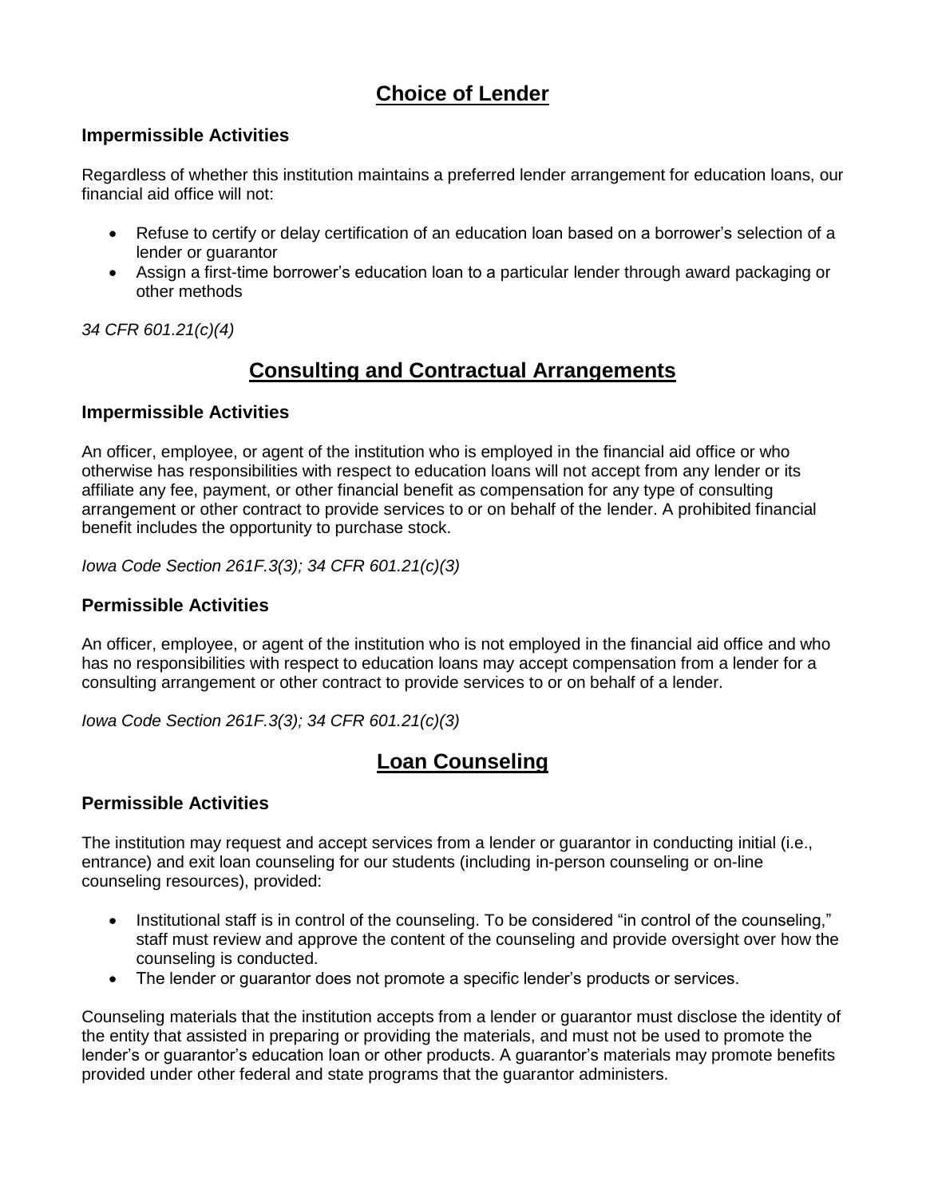## Choice of Lender

### Impermissible Activities

Regardless of whether this institution maintains a preferred lender arrangement for education loans, our financial aid office will not:

- Refuse to certify or delay certification of an education loan based on a borrower's selection of a lender or guarantor
- Assign a first-time borrower's education loan to a particular lender through award packaging or other methods

*34 CFR 601.21(c)(4)*

## Consulting and Contractual Arrangements

### Impermissible Activities

An officer, employee, or agent of the institution who is employed in the financial aid office or who otherwise has responsibilities with respect to education loans will not accept from any lender or its affiliate any fee, payment, or other financial benefit as compensation for any type of consulting arrangement or other contract to provide services to or on behalf of the lender. A prohibited financial benefit includes the opportunity to purchase stock.

*Iowa Code Section 261F.3(3); 34 CFR 601.21(c)(3)*

### Permissible Activities

An officer, employee, or agent of the institution who is not employed in the financial aid office and who has no responsibilities with respect to education loans may accept compensation from a lender for a consulting arrangement or other contract to provide services to or on behalf of a lender.

*Iowa Code Section 261F.3(3); 34 CFR 601.21(c)(3)*

## Loan Counseling

### Permissible Activities

The institution may request and accept services from a lender or guarantor in conducting initial (i.e., entrance) and exit loan counseling for our students (including in-person counseling or on-line counseling resources), provided:

- Institutional staff is in control of the counseling. To be considered "in control of the counseling," staff must review and approve the content of the counseling and provide oversight over how the counseling is conducted.
- The lender or guarantor does not promote a specific lender's products or services.

Counseling materials that the institution accepts from a lender or guarantor must disclose the identity of the entity that assisted in preparing or providing the materials, and must not be used to promote the lender's or guarantor's education loan or other products. A guarantor's materials may promote benefits provided under other federal and state programs that the guarantor administers.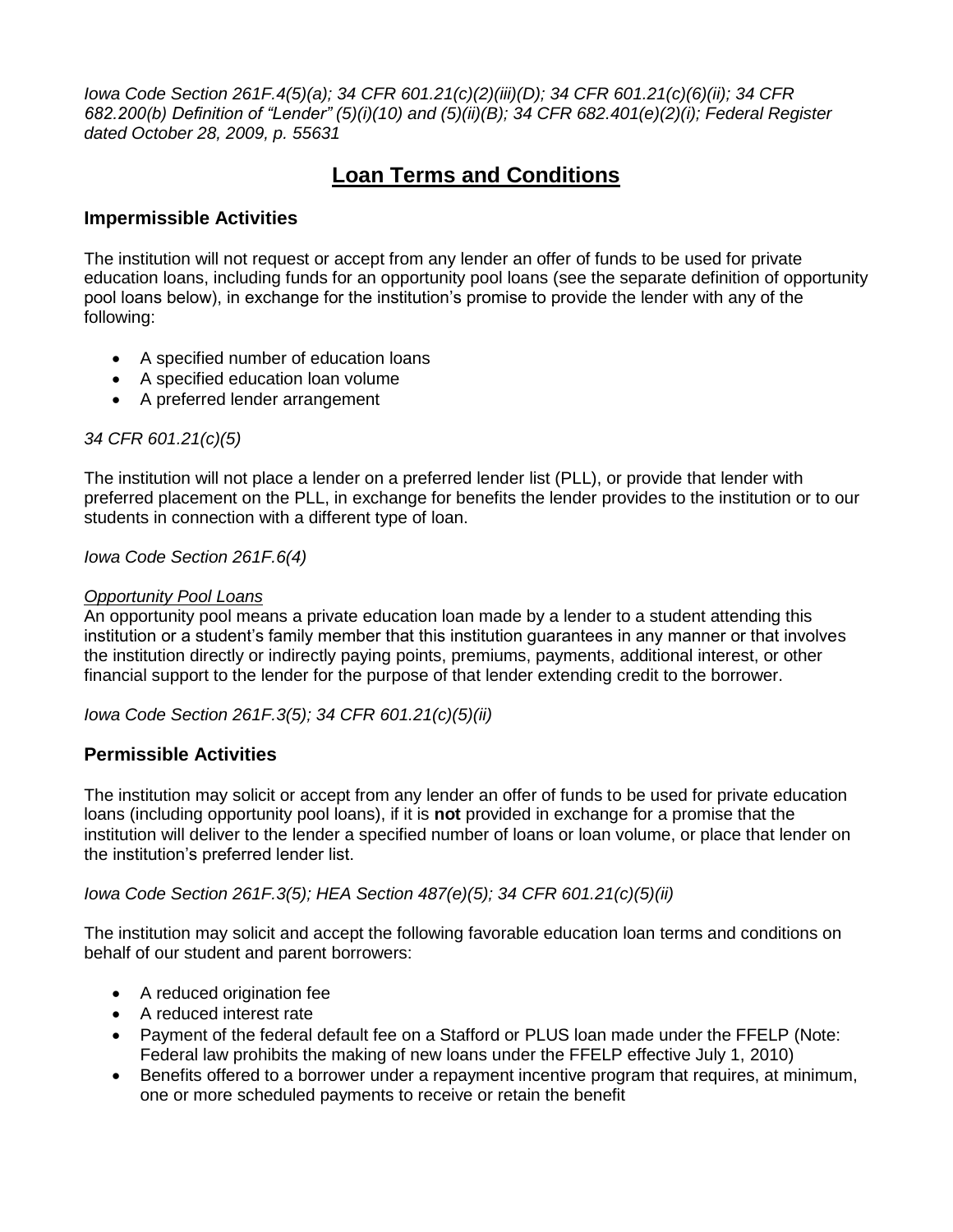*Iowa Code Section 261F.4(5)(a); 34 CFR 601.21(c)(2)(iii)(D); 34 CFR 601.21(c)(6)(ii); 34 CFR 682.200(b) Definition of "Lender" (5)(i)(10) and (5)(ii)(B); 34 CFR 682.401(e)(2)(i); Federal Register dated October 28, 2009, p. 55631*

# Loan Terms and Conditions

## Impermissible Activities

The institution will not request or accept from any lender an offer of funds to be used for private education loans, including funds for an opportunity pool loans (see the separate definition of opportunity pool loans below), in exchange for the institution's promise to provide the lender with any of the following:

- A specified number of education loans
- A specified education loan volume
- A preferred lender arrangement

*34 CFR 601.21(c)(5)*

The institution will not place a lender on a preferred lender list (PLL), or provide that lender with preferred placement on the PLL, in exchange for benefits the lender provides to the institution or to our students in connection with a different type of loan.

*Iowa Code Section 261F.6(4)*

*Opportunity Pool Loans*
An opportunity pool means a private education loan made by a lender to a student attending this institution or a student's family member that this institution guarantees in any manner or that involves the institution directly or indirectly paying points, premiums, payments, additional interest, or other financial support to the lender for the purpose of that lender extending credit to the borrower.

*Iowa Code Section 261F.3(5); 34 CFR 601.21(c)(5)(ii)*

## Permissible Activities

The institution may solicit or accept from any lender an offer of funds to be used for private education loans (including opportunity pool loans), if it is **not** provided in exchange for a promise that the institution will deliver to the lender a specified number of loans or loan volume, or place that lender on the institution's preferred lender list.

*Iowa Code Section 261F.3(5); HEA Section 487(e)(5); 34 CFR 601.21(c)(5)(ii)*

The institution may solicit and accept the following favorable education loan terms and conditions on behalf of our student and parent borrowers:

- A reduced origination fee
- A reduced interest rate
- Payment of the federal default fee on a Stafford or PLUS loan made under the FFELP (Note: Federal law prohibits the making of new loans under the FFELP effective July 1, 2010)
- Benefits offered to a borrower under a repayment incentive program that requires, at minimum, one or more scheduled payments to receive or retain the benefit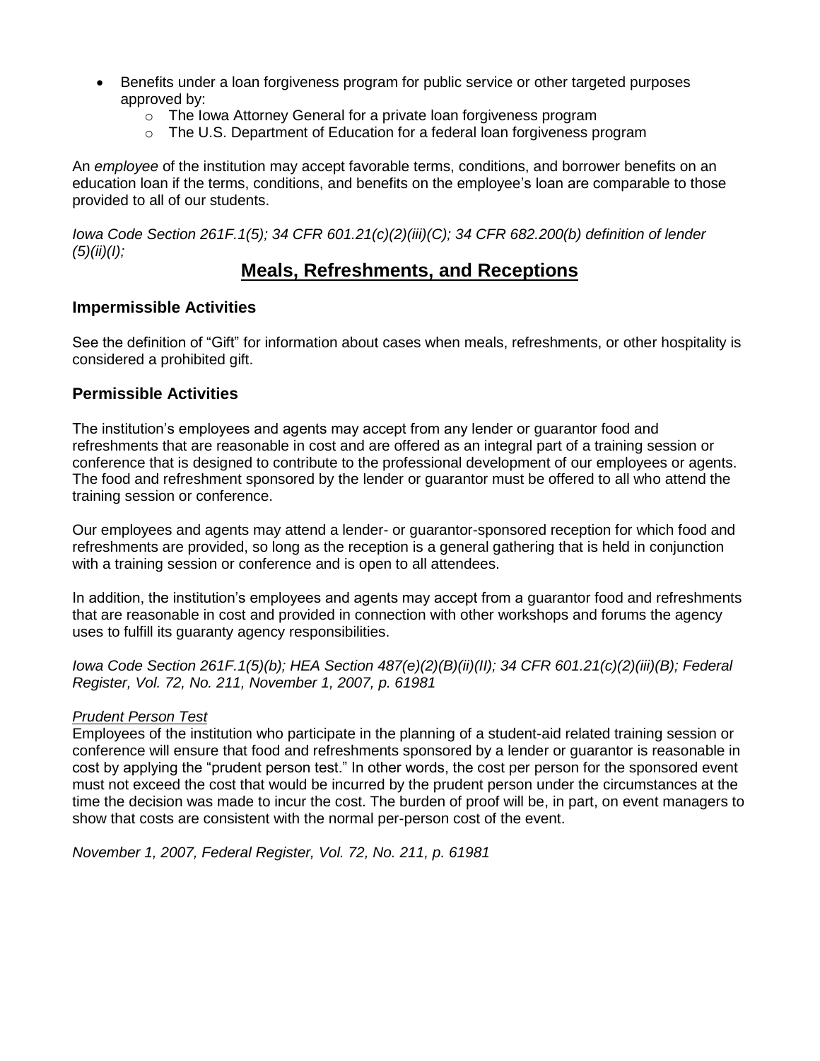- Benefits under a loan forgiveness program for public service or other targeted purposes approved by:
  - The Iowa Attorney General for a private loan forgiveness program
  - The U.S. Department of Education for a federal loan forgiveness program

An *employee* of the institution may accept favorable terms, conditions, and borrower benefits on an education loan if the terms, conditions, and benefits on the employee's loan are comparable to those provided to all of our students.

*Iowa Code Section 261F.1(5); 34 CFR 601.21(c)(2)(iii)(C); 34 CFR 682.200(b) definition of lender (5)(ii)(I);*

## Meals, Refreshments, and Receptions

### Impermissible Activities

See the definition of "Gift" for information about cases when meals, refreshments, or other hospitality is considered a prohibited gift.

### Permissible Activities

The institution's employees and agents may accept from any lender or guarantor food and refreshments that are reasonable in cost and are offered as an integral part of a training session or conference that is designed to contribute to the professional development of our employees or agents. The food and refreshment sponsored by the lender or guarantor must be offered to all who attend the training session or conference.

Our employees and agents may attend a lender- or guarantor-sponsored reception for which food and refreshments are provided, so long as the reception is a general gathering that is held in conjunction with a training session or conference and is open to all attendees.

In addition, the institution's employees and agents may accept from a guarantor food and refreshments that are reasonable in cost and provided in connection with other workshops and forums the agency uses to fulfill its guaranty agency responsibilities.

*Iowa Code Section 261F.1(5)(b); HEA Section 487(e)(2)(B)(ii)(II); 34 CFR 601.21(c)(2)(iii)(B); Federal Register, Vol. 72, No. 211, November 1, 2007, p. 61981*

*Prudent Person Test*

Employees of the institution who participate in the planning of a student-aid related training session or conference will ensure that food and refreshments sponsored by a lender or guarantor is reasonable in cost by applying the "prudent person test." In other words, the cost per person for the sponsored event must not exceed the cost that would be incurred by the prudent person under the circumstances at the time the decision was made to incur the cost. The burden of proof will be, in part, on event managers to show that costs are consistent with the normal per-person cost of the event.

*November 1, 2007, Federal Register, Vol. 72, No. 211, p. 61981*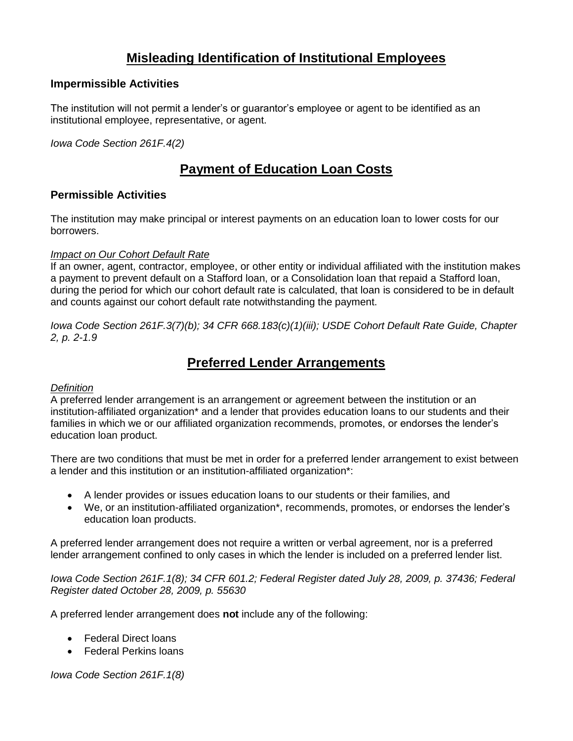## Misleading Identification of Institutional Employees

### Impermissible Activities

The institution will not permit a lender's or guarantor's employee or agent to be identified as an institutional employee, representative, or agent.

*Iowa Code Section 261F.4(2)*

## Payment of Education Loan Costs

### Permissible Activities

The institution may make principal or interest payments on an education loan to lower costs for our borrowers.

*Impact on Our Cohort Default Rate*

If an owner, agent, contractor, employee, or other entity or individual affiliated with the institution makes a payment to prevent default on a Stafford loan, or a Consolidation loan that repaid a Stafford loan, during the period for which our cohort default rate is calculated, that loan is considered to be in default and counts against our cohort default rate notwithstanding the payment.

*Iowa Code Section 261F.3(7)(b); 34 CFR 668.183(c)(1)(iii); USDE Cohort Default Rate Guide, Chapter 2, p. 2-1.9*

## Preferred Lender Arrangements

*Definition*

A preferred lender arrangement is an arrangement or agreement between the institution or an institution-affiliated organization* and a lender that provides education loans to our students and their families in which we or our affiliated organization recommends, promotes, or endorses the lender's education loan product.

There are two conditions that must be met in order for a preferred lender arrangement to exist between a lender and this institution or an institution-affiliated organization*:

- A lender provides or issues education loans to our students or their families, and
- We, or an institution-affiliated organization*, recommends, promotes, or endorses the lender's education loan products.

A preferred lender arrangement does not require a written or verbal agreement, nor is a preferred lender arrangement confined to only cases in which the lender is included on a preferred lender list.

*Iowa Code Section 261F.1(8); 34 CFR 601.2; Federal Register dated July 28, 2009, p. 37436; Federal Register dated October 28, 2009, p. 55630*

A preferred lender arrangement does **not** include any of the following:

- Federal Direct loans
- Federal Perkins loans

*Iowa Code Section 261F.1(8)*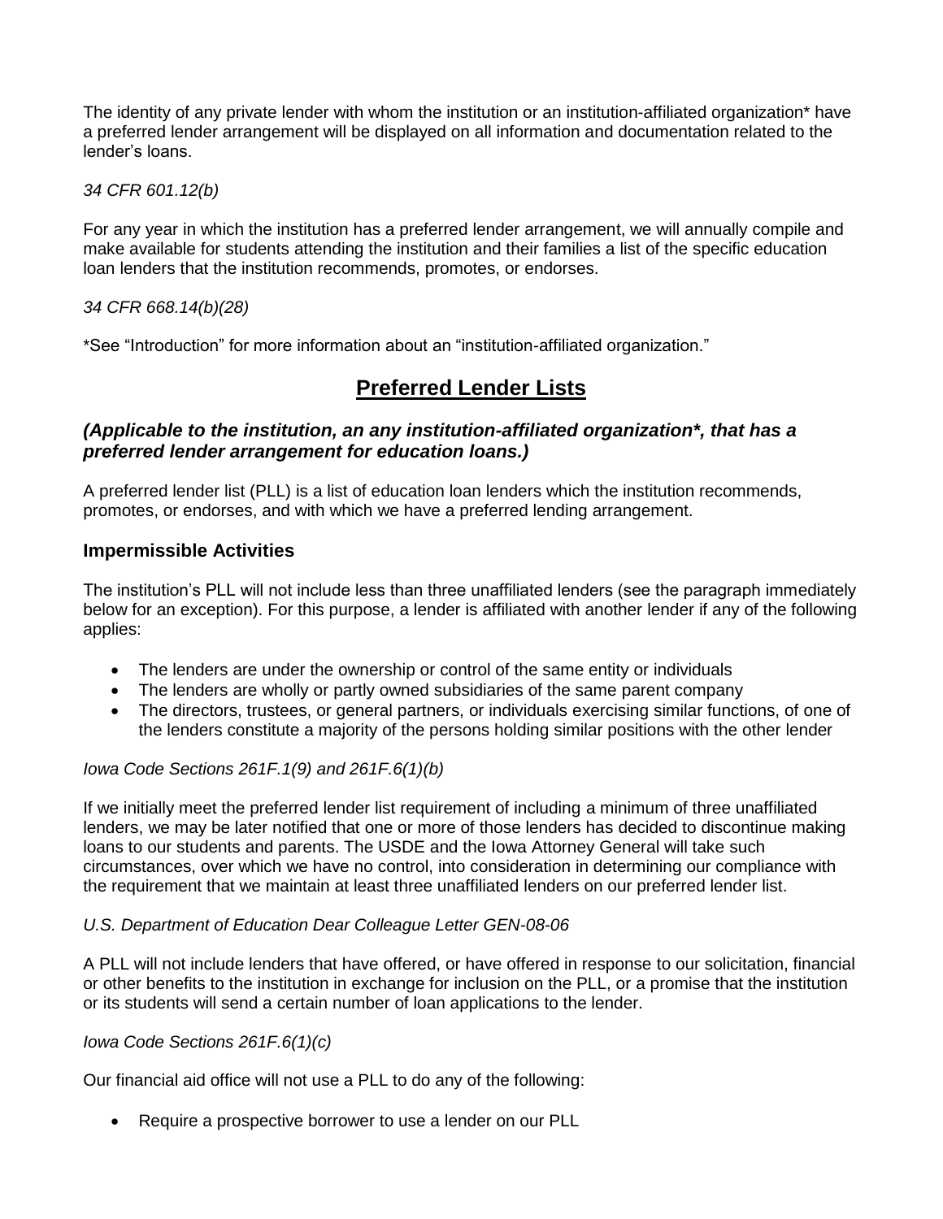The identity of any private lender with whom the institution or an institution-affiliated organization* have a preferred lender arrangement will be displayed on all information and documentation related to the lender's loans.

*34 CFR 601.12(b)*

For any year in which the institution has a preferred lender arrangement, we will annually compile and make available for students attending the institution and their families a list of the specific education loan lenders that the institution recommends, promotes, or endorses.

*34 CFR 668.14(b)(28)*

*See "Introduction" for more information about an "institution-affiliated organization."

# Preferred Lender Lists

### *(Applicable to the institution, an any institution-affiliated organization*, that has a preferred lender arrangement for education loans.)*

A preferred lender list (PLL) is a list of education loan lenders which the institution recommends, promotes, or endorses, and with which we have a preferred lending arrangement.

## Impermissible Activities

The institution's PLL will not include less than three unaffiliated lenders (see the paragraph immediately below for an exception). For this purpose, a lender is affiliated with another lender if any of the following applies:

- The lenders are under the ownership or control of the same entity or individuals
- The lenders are wholly or partly owned subsidiaries of the same parent company
- The directors, trustees, or general partners, or individuals exercising similar functions, of one of the lenders constitute a majority of the persons holding similar positions with the other lender

*Iowa Code Sections 261F.1(9) and 261F.6(1)(b)*

If we initially meet the preferred lender list requirement of including a minimum of three unaffiliated lenders, we may be later notified that one or more of those lenders has decided to discontinue making loans to our students and parents. The USDE and the Iowa Attorney General will take such circumstances, over which we have no control, into consideration in determining our compliance with the requirement that we maintain at least three unaffiliated lenders on our preferred lender list.

*U.S. Department of Education Dear Colleague Letter GEN-08-06*

A PLL will not include lenders that have offered, or have offered in response to our solicitation, financial or other benefits to the institution in exchange for inclusion on the PLL, or a promise that the institution or its students will send a certain number of loan applications to the lender.

*Iowa Code Sections 261F.6(1)(c)*

Our financial aid office will not use a PLL to do any of the following:

- Require a prospective borrower to use a lender on our PLL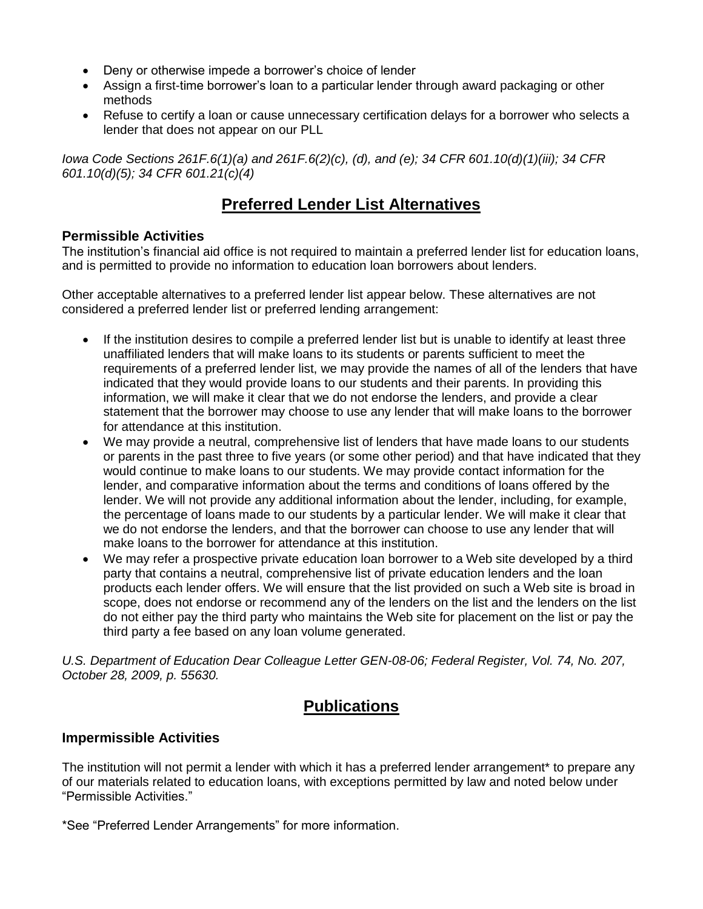- Deny or otherwise impede a borrower's choice of lender
- Assign a first-time borrower's loan to a particular lender through award packaging or other methods
- Refuse to certify a loan or cause unnecessary certification delays for a borrower who selects a lender that does not appear on our PLL

*Iowa Code Sections 261F.6(1)(a) and 261F.6(2)(c), (d), and (e); 34 CFR 601.10(d)(1)(iii); 34 CFR 601.10(d)(5); 34 CFR 601.21(c)(4)*

# **Preferred Lender List Alternatives**

### Permissible Activities

The institution's financial aid office is not required to maintain a preferred lender list for education loans, and is permitted to provide no information to education loan borrowers about lenders.

Other acceptable alternatives to a preferred lender list appear below. These alternatives are not considered a preferred lender list or preferred lending arrangement:

- If the institution desires to compile a preferred lender list but is unable to identify at least three unaffiliated lenders that will make loans to its students or parents sufficient to meet the requirements of a preferred lender list, we may provide the names of all of the lenders that have indicated that they would provide loans to our students and their parents. In providing this information, we will make it clear that we do not endorse the lenders, and provide a clear statement that the borrower may choose to use any lender that will make loans to the borrower for attendance at this institution.
- We may provide a neutral, comprehensive list of lenders that have made loans to our students or parents in the past three to five years (or some other period) and that have indicated that they would continue to make loans to our students. We may provide contact information for the lender, and comparative information about the terms and conditions of loans offered by the lender. We will not provide any additional information about the lender, including, for example, the percentage of loans made to our students by a particular lender. We will make it clear that we do not endorse the lenders, and that the borrower can choose to use any lender that will make loans to the borrower for attendance at this institution.
- We may refer a prospective private education loan borrower to a Web site developed by a third party that contains a neutral, comprehensive list of private education lenders and the loan products each lender offers. We will ensure that the list provided on such a Web site is broad in scope, does not endorse or recommend any of the lenders on the list and the lenders on the list do not either pay the third party who maintains the Web site for placement on the list or pay the third party a fee based on any loan volume generated.

*U.S. Department of Education Dear Colleague Letter GEN-08-06; Federal Register, Vol. 74, No. 207, October 28, 2009, p. 55630.*

# **Publications**

### Impermissible Activities

The institution will not permit a lender with which it has a preferred lender arrangement* to prepare any of our materials related to education loans, with exceptions permitted by law and noted below under "Permissible Activities."

*See "Preferred Lender Arrangements" for more information.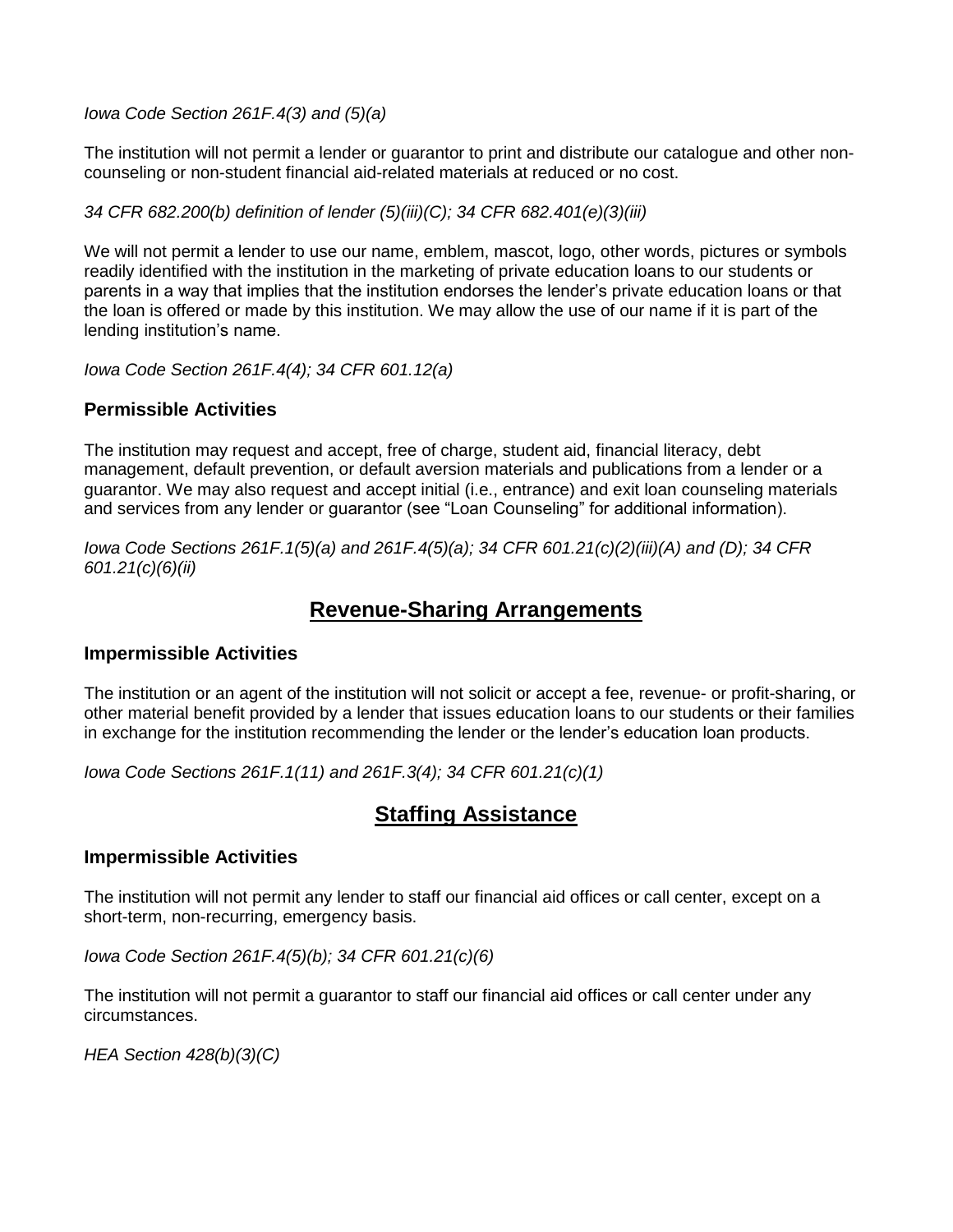*Iowa Code Section 261F.4(3) and (5)(a)*

The institution will not permit a lender or guarantor to print and distribute our catalogue and other non-counseling or non-student financial aid-related materials at reduced or no cost.

*34 CFR 682.200(b) definition of lender (5)(iii)(C); 34 CFR 682.401(e)(3)(iii)*

We will not permit a lender to use our name, emblem, mascot, logo, other words, pictures or symbols readily identified with the institution in the marketing of private education loans to our students or parents in a way that implies that the institution endorses the lender's private education loans or that the loan is offered or made by this institution. We may allow the use of our name if it is part of the lending institution's name.

*Iowa Code Section 261F.4(4); 34 CFR 601.12(a)*

### Permissible Activities

The institution may request and accept, free of charge, student aid, financial literacy, debt management, default prevention, or default aversion materials and publications from a lender or a guarantor. We may also request and accept initial (i.e., entrance) and exit loan counseling materials and services from any lender or guarantor (see "Loan Counseling" for additional information).

*Iowa Code Sections 261F.1(5)(a) and 261F.4(5)(a); 34 CFR 601.21(c)(2)(iii)(A) and (D); 34 CFR 601.21(c)(6)(ii)*

## Revenue-Sharing Arrangements

### Impermissible Activities

The institution or an agent of the institution will not solicit or accept a fee, revenue- or profit-sharing, or other material benefit provided by a lender that issues education loans to our students or their families in exchange for the institution recommending the lender or the lender's education loan products.

*Iowa Code Sections 261F.1(11) and 261F.3(4); 34 CFR 601.21(c)(1)*

## Staffing Assistance

### Impermissible Activities

The institution will not permit any lender to staff our financial aid offices or call center, except on a short-term, non-recurring, emergency basis.

*Iowa Code Section 261F.4(5)(b); 34 CFR 601.21(c)(6)*

The institution will not permit a guarantor to staff our financial aid offices or call center under any circumstances.

*HEA Section 428(b)(3)(C)*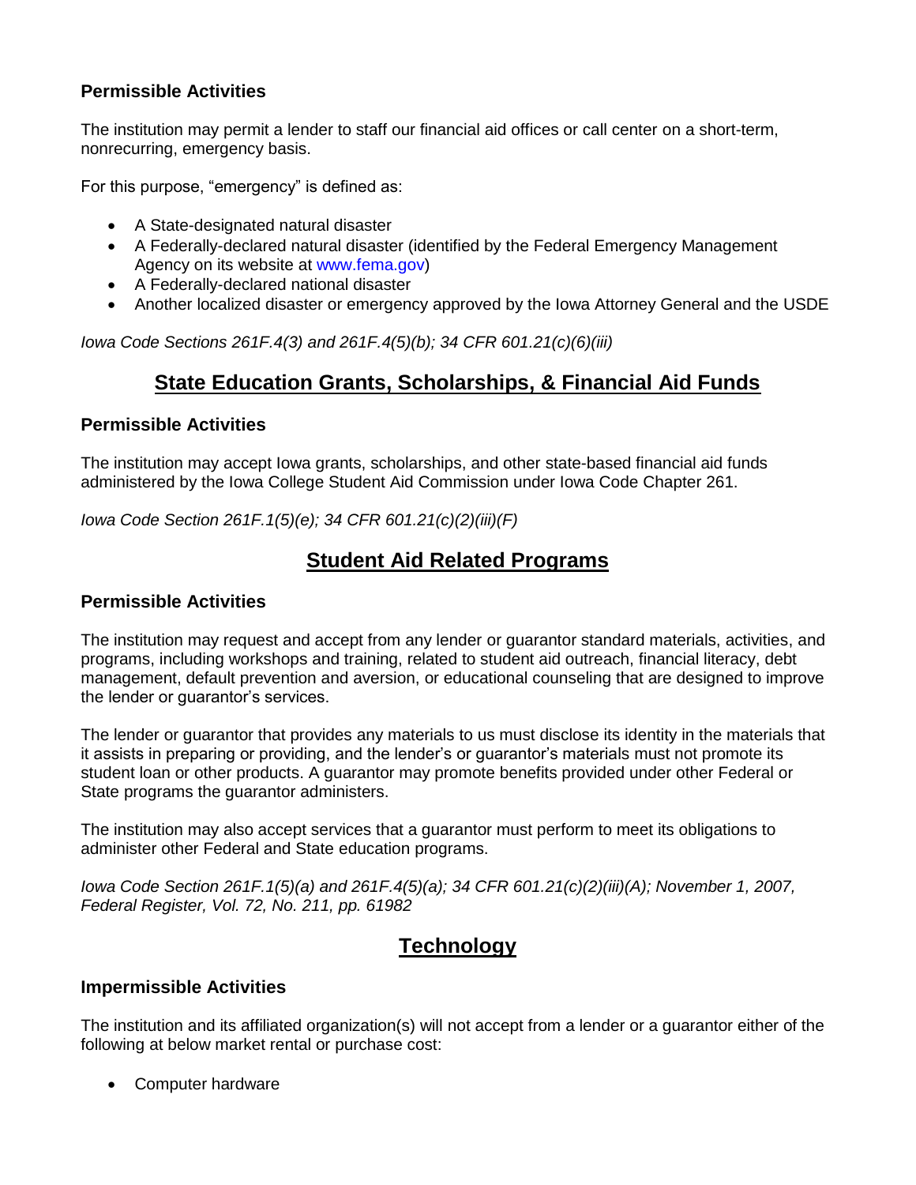### Permissible Activities

The institution may permit a lender to staff our financial aid offices or call center on a short-term, nonrecurring, emergency basis.

For this purpose, "emergency" is defined as:

- A State-designated natural disaster
- A Federally-declared natural disaster (identified by the Federal Emergency Management Agency on its website at www.fema.gov)
- A Federally-declared national disaster
- Another localized disaster or emergency approved by the Iowa Attorney General and the USDE

*Iowa Code Sections 261F.4(3) and 261F.4(5)(b); 34 CFR 601.21(c)(6)(iii)*

## State Education Grants, Scholarships, & Financial Aid Funds

### Permissible Activities

The institution may accept Iowa grants, scholarships, and other state-based financial aid funds administered by the Iowa College Student Aid Commission under Iowa Code Chapter 261.

*Iowa Code Section 261F.1(5)(e); 34 CFR 601.21(c)(2)(iii)(F)*

## Student Aid Related Programs

### Permissible Activities

The institution may request and accept from any lender or guarantor standard materials, activities, and programs, including workshops and training, related to student aid outreach, financial literacy, debt management, default prevention and aversion, or educational counseling that are designed to improve the lender or guarantor's services.

The lender or guarantor that provides any materials to us must disclose its identity in the materials that it assists in preparing or providing, and the lender's or guarantor's materials must not promote its student loan or other products. A guarantor may promote benefits provided under other Federal or State programs the guarantor administers.

The institution may also accept services that a guarantor must perform to meet its obligations to administer other Federal and State education programs.

*Iowa Code Section 261F.1(5)(a) and 261F.4(5)(a); 34 CFR 601.21(c)(2)(iii)(A); November 1, 2007, Federal Register, Vol. 72, No. 211, pp. 61982*

## Technology

### Impermissible Activities

The institution and its affiliated organization(s) will not accept from a lender or a guarantor either of the following at below market rental or purchase cost:

- Computer hardware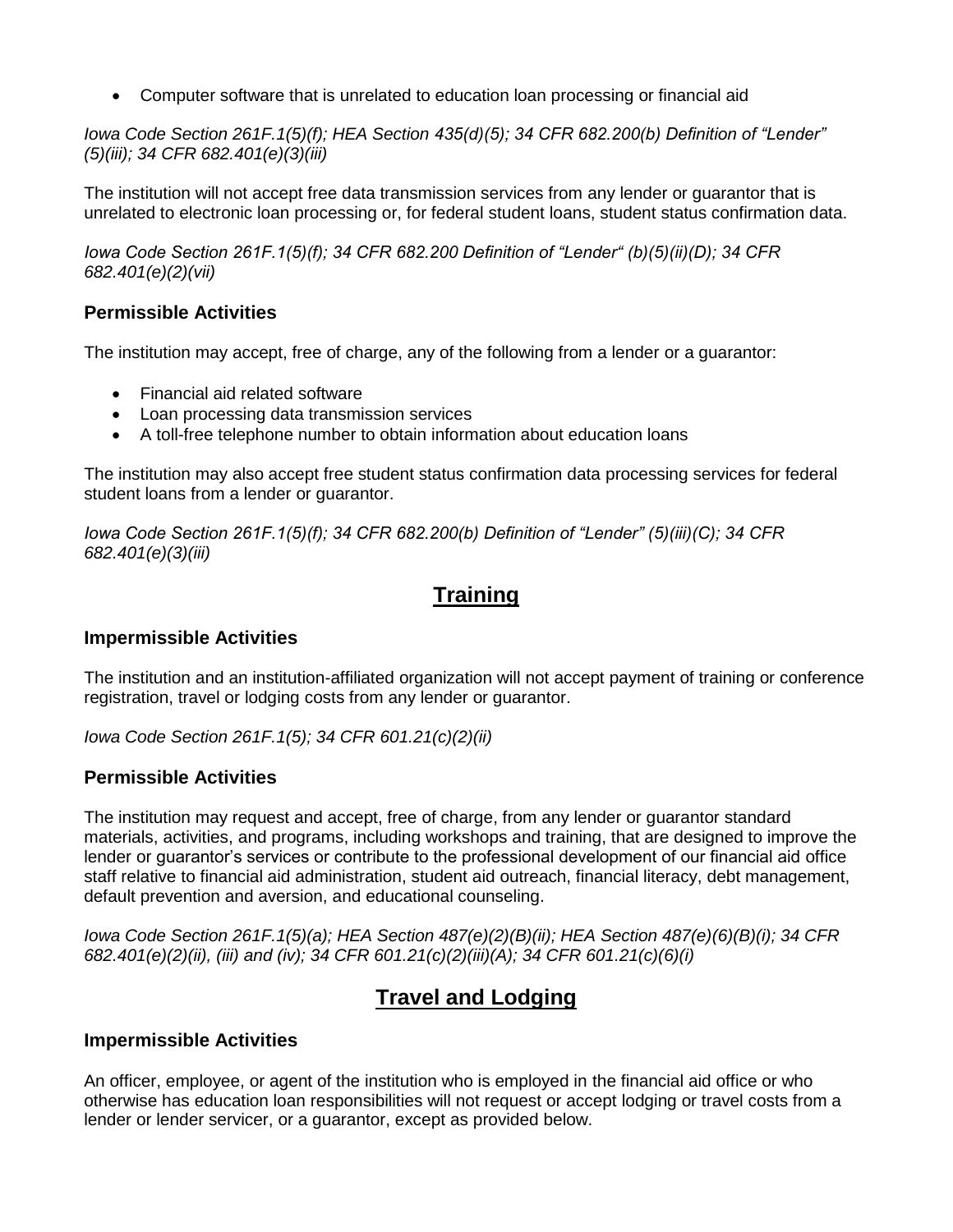- Computer software that is unrelated to education loan processing or financial aid

*Iowa Code Section 261F.1(5)(f); HEA Section 435(d)(5); 34 CFR 682.200(b) Definition of "Lender" (5)(iii); 34 CFR 682.401(e)(3)(iii)*

The institution will not accept free data transmission services from any lender or guarantor that is unrelated to electronic loan processing or, for federal student loans, student status confirmation data.

*Iowa Code Section 261F.1(5)(f); 34 CFR 682.200 Definition of "Lender" (b)(5)(ii)(D); 34 CFR 682.401(e)(2)(vii)*

### Permissible Activities

The institution may accept, free of charge, any of the following from a lender or a guarantor:

- Financial aid related software
- Loan processing data transmission services
- A toll-free telephone number to obtain information about education loans

The institution may also accept free student status confirmation data processing services for federal student loans from a lender or guarantor.

*Iowa Code Section 261F.1(5)(f); 34 CFR 682.200(b) Definition of "Lender" (5)(iii)(C); 34 CFR 682.401(e)(3)(iii)*

## Training

### Impermissible Activities

The institution and an institution-affiliated organization will not accept payment of training or conference registration, travel or lodging costs from any lender or guarantor.

*Iowa Code Section 261F.1(5); 34 CFR 601.21(c)(2)(ii)*

### Permissible Activities

The institution may request and accept, free of charge, from any lender or guarantor standard materials, activities, and programs, including workshops and training, that are designed to improve the lender or guarantor's services or contribute to the professional development of our financial aid office staff relative to financial aid administration, student aid outreach, financial literacy, debt management, default prevention and aversion, and educational counseling.

*Iowa Code Section 261F.1(5)(a); HEA Section 487(e)(2)(B)(ii); HEA Section 487(e)(6)(B)(i); 34 CFR 682.401(e)(2)(ii), (iii) and (iv); 34 CFR 601.21(c)(2)(iii)(A); 34 CFR 601.21(c)(6)(i)*

## Travel and Lodging

### Impermissible Activities

An officer, employee, or agent of the institution who is employed in the financial aid office or who otherwise has education loan responsibilities will not request or accept lodging or travel costs from a lender or lender servicer, or a guarantor, except as provided below.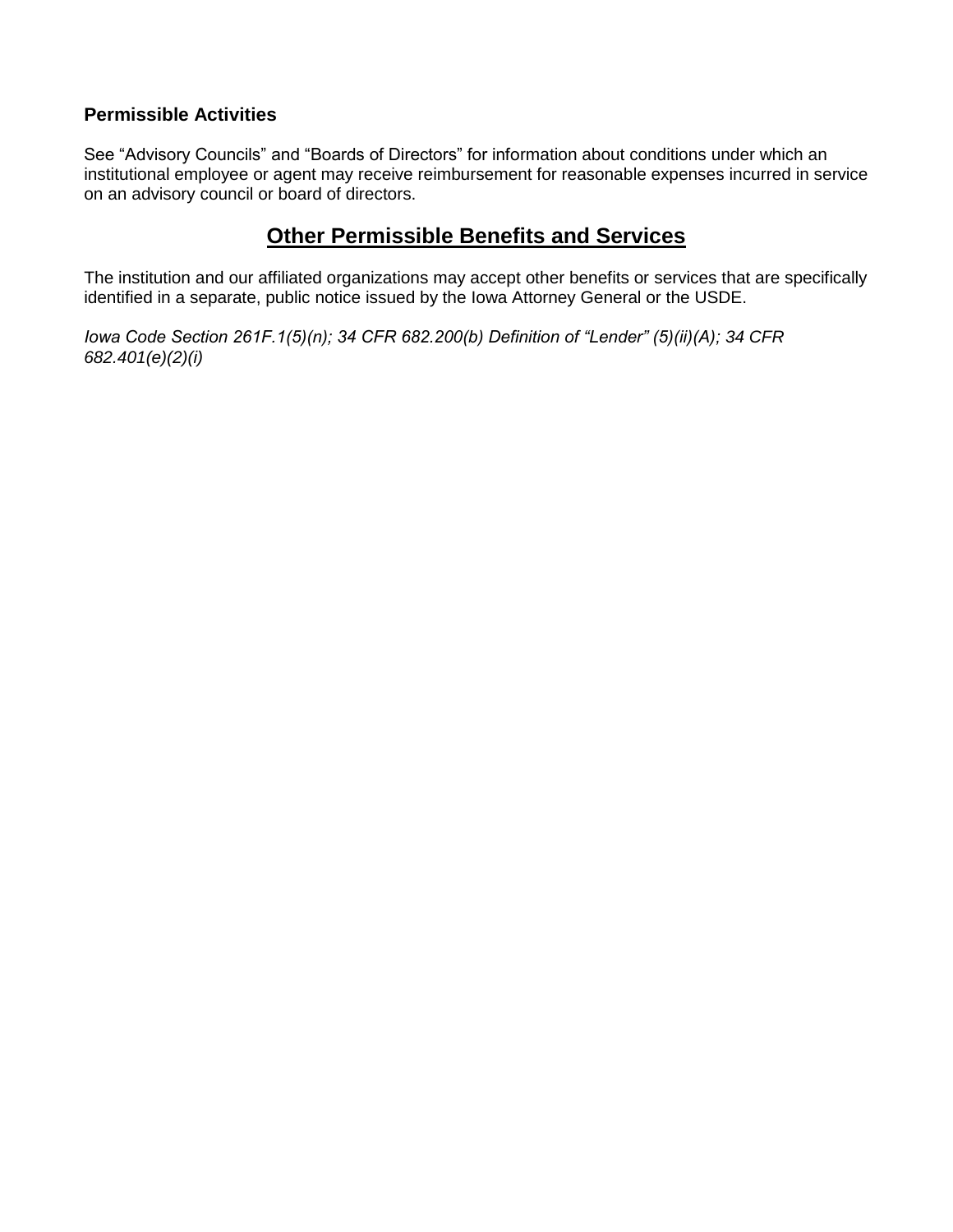### Permissible Activities

See “Advisory Councils” and “Boards of Directors” for information about conditions under which an institutional employee or agent may receive reimbursement for reasonable expenses incurred in service on an advisory council or board of directors.

## Other Permissible Benefits and Services

The institution and our affiliated organizations may accept other benefits or services that are specifically identified in a separate, public notice issued by the Iowa Attorney General or the USDE.

*Iowa Code Section 261F.1(5)(n); 34 CFR 682.200(b) Definition of “Lender” (5)(ii)(A); 34 CFR 682.401(e)(2)(i)*